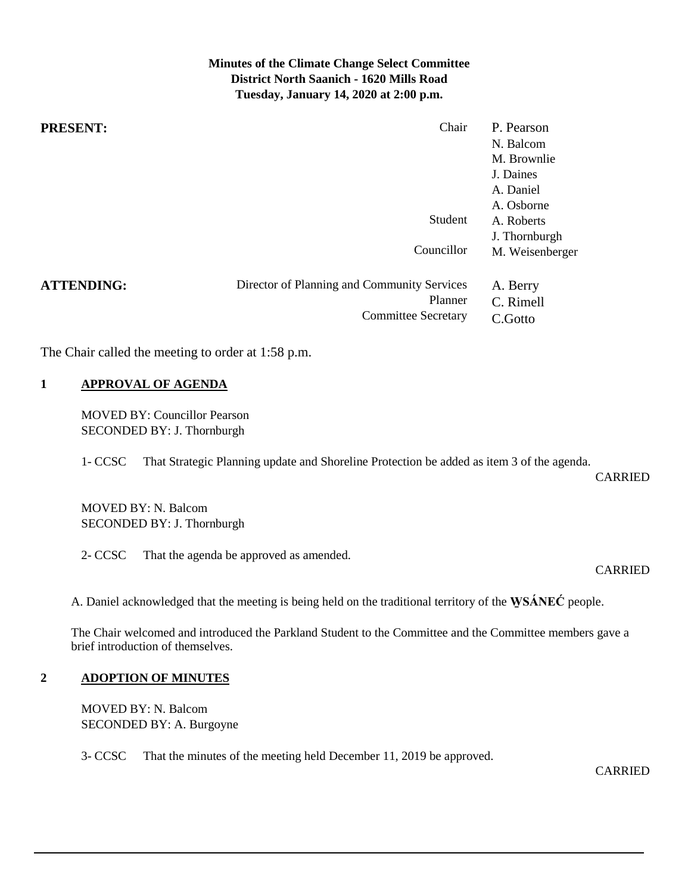**Minutes of the Climate Change Select Committee**
**District North Saanich - 1620 Mills Road**
**Tuesday, January 14, 2020 at 2:00 p.m.**

| | | |
|---|---|---|
| **PRESENT:** | Chair | P. Pearson |
| | | N. Balcom |
| | | M. Brownlie |
| | | J. Daines |
| | | A. Daniel |
| | | A. Osborne |
| | Student | A. Roberts |
| | | J. Thornburgh |
| | Councillor | M. Weisenberger |
| **ATTENDING:** | Director of Planning and Community Services | A. Berry |
| | Planner | C. Rimell |
| | Committee Secretary | C.Gotto |

The Chair called the meeting to order at 1:58 p.m.

## 1 APPROVAL OF AGENDA

MOVED BY: Councillor Pearson
SECONDED BY: J. Thornburgh

1- CCSC That Strategic Planning update and Shoreline Protection be added as item 3 of the agenda.

CARRIED

MOVED BY: N. Balcom
SECONDED BY: J. Thornburgh

2- CCSC That the agenda be approved as amended.

CARRIED

A. Daniel acknowledged that the meeting is being held on the traditional territory of the **W̱SÁNEĆ** people.

The Chair welcomed and introduced the Parkland Student to the Committee and the Committee members gave a brief introduction of themselves.

## 2 ADOPTION OF MINUTES

MOVED BY: N. Balcom
SECONDED BY: A. Burgoyne

3- CCSC That the minutes of the meeting held December 11, 2019 be approved.

CARRIED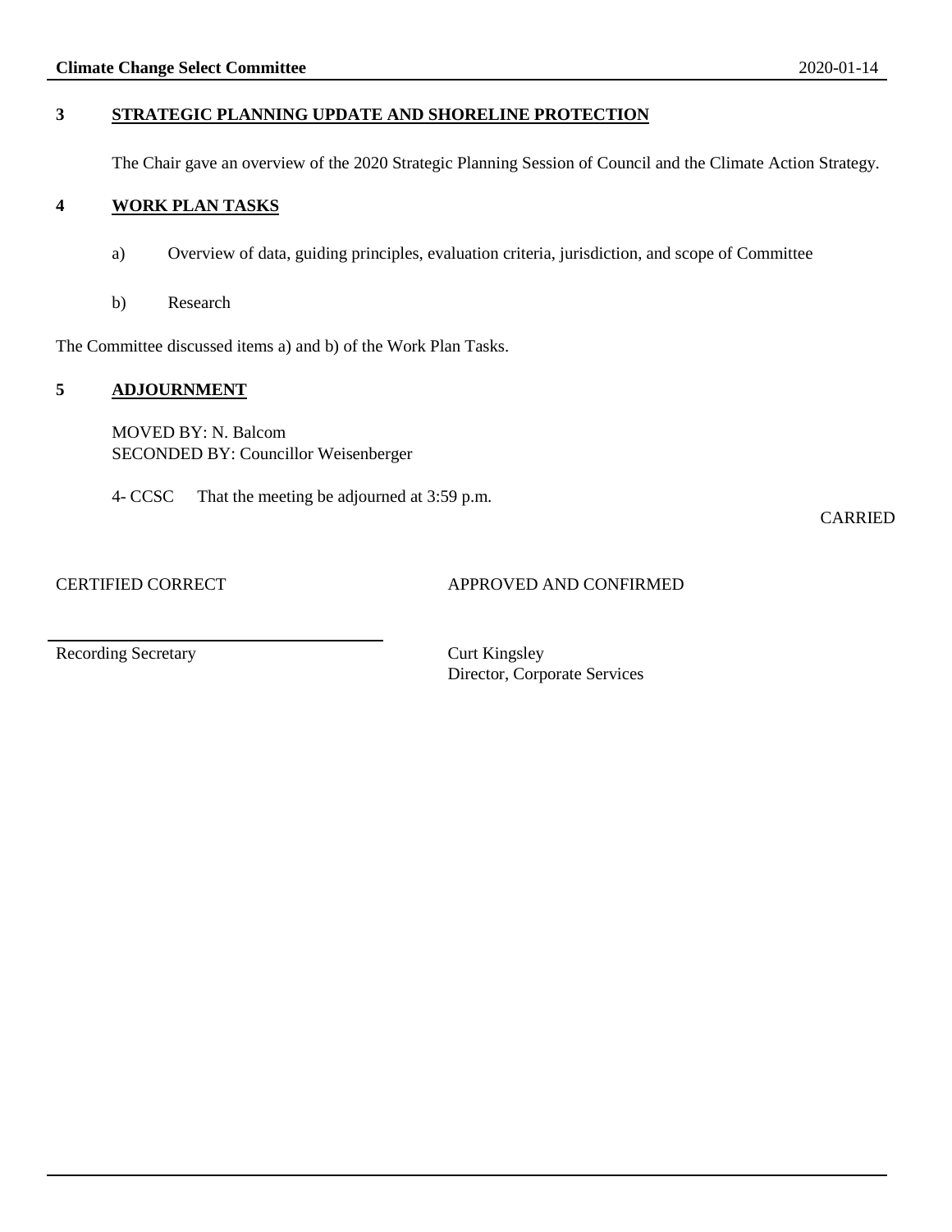## 3 STRATEGIC PLANNING UPDATE AND SHORELINE PROTECTION

The Chair gave an overview of the 2020 Strategic Planning Session of Council and the Climate Action Strategy.

## 4 WORK PLAN TASKS

a) Overview of data, guiding principles, evaluation criteria, jurisdiction, and scope of Committee

b) Research

The Committee discussed items a) and b) of the Work Plan Tasks.

## 5 ADJOURNMENT

MOVED BY: N. Balcom
SECONDED BY: Councillor Weisenberger

4- CCSC That the meeting be adjourned at 3:59 p.m.

CARRIED

CERTIFIED CORRECT

Recording Secretary

APPROVED AND CONFIRMED

Curt Kingsley
Director, Corporate Services